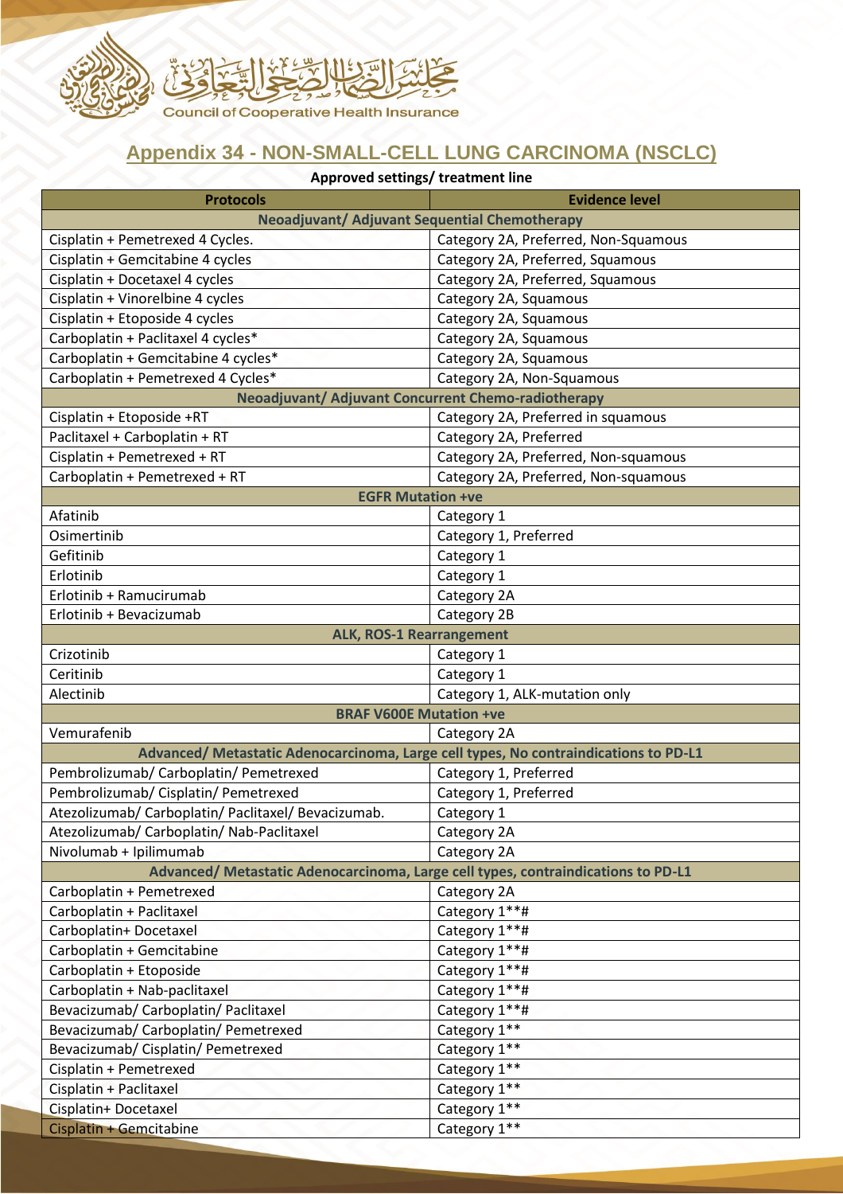# Appendix 34 - NON-SMALL-CELL LUNG CARCINOMA (NSCLC)

**Approved settings/ treatment line**

| Protocols | Evidence level |
|---|---|
| **Neoadjuvant/ Adjuvant Sequential Chemotherapy** | |
| Cisplatin + Pemetrexed 4 Cycles. | Category 2A, Preferred, Non-Squamous |
| Cisplatin + Gemcitabine 4 cycles | Category 2A, Preferred, Squamous |
| Cisplatin + Docetaxel 4 cycles | Category 2A, Preferred, Squamous |
| Cisplatin + Vinorelbine 4 cycles | Category 2A, Squamous |
| Cisplatin + Etoposide 4 cycles | Category 2A, Squamous |
| Carboplatin + Paclitaxel 4 cycles* | Category 2A, Squamous |
| Carboplatin + Gemcitabine 4 cycles* | Category 2A, Squamous |
| Carboplatin + Pemetrexed 4 Cycles* | Category 2A, Non-Squamous |
| **Neoadjuvant/ Adjuvant Concurrent Chemo-radiotherapy** | |
| Cisplatin + Etoposide +RT | Category 2A, Preferred in squamous |
| Paclitaxel + Carboplatin + RT | Category 2A, Preferred |
| Cisplatin + Pemetrexed + RT | Category 2A, Preferred, Non-squamous |
| Carboplatin + Pemetrexed + RT | Category 2A, Preferred, Non-squamous |
| **EGFR Mutation +ve** | |
| Afatinib | Category 1 |
| Osimertinib | Category 1, Preferred |
| Gefitinib | Category 1 |
| Erlotinib | Category 1 |
| Erlotinib + Ramucirumab | Category 2A |
| Erlotinib + Bevacizumab | Category 2B |
| **ALK, ROS-1 Rearrangement** | |
| Crizotinib | Category 1 |
| Ceritinib | Category 1 |
| Alectinib | Category 1, ALK-mutation only |
| **BRAF V600E Mutation +ve** | |
| Vemurafenib | Category 2A |
| **Advanced/ Metastatic Adenocarcinoma, Large cell types, No contraindications to PD-L1** | |
| Pembrolizumab/ Carboplatin/ Pemetrexed | Category 1, Preferred |
| Pembrolizumab/ Cisplatin/ Pemetrexed | Category 1, Preferred |
| Atezolizumab/ Carboplatin/ Paclitaxel/ Bevacizumab. | Category 1 |
| Atezolizumab/ Carboplatin/ Nab-Paclitaxel | Category 2A |
| Nivolumab + Ipilimumab | Category 2A |
| **Advanced/ Metastatic Adenocarcinoma, Large cell types, contraindications to PD-L1** | |
| Carboplatin + Pemetrexed | Category 2A |
| Carboplatin + Paclitaxel | Category 1**# |
| Carboplatin+ Docetaxel | Category 1**# |
| Carboplatin + Gemcitabine | Category 1**# |
| Carboplatin + Etoposide | Category 1**# |
| Carboplatin + Nab-paclitaxel | Category 1**# |
| Bevacizumab/ Carboplatin/ Paclitaxel | Category 1**# |
| Bevacizumab/ Carboplatin/ Pemetrexed | Category 1** |
| Bevacizumab/ Cisplatin/ Pemetrexed | Category 1** |
| Cisplatin + Pemetrexed | Category 1** |
| Cisplatin + Paclitaxel | Category 1** |
| Cisplatin+ Docetaxel | Category 1** |
| Cisplatin + Gemcitabine | Category 1** |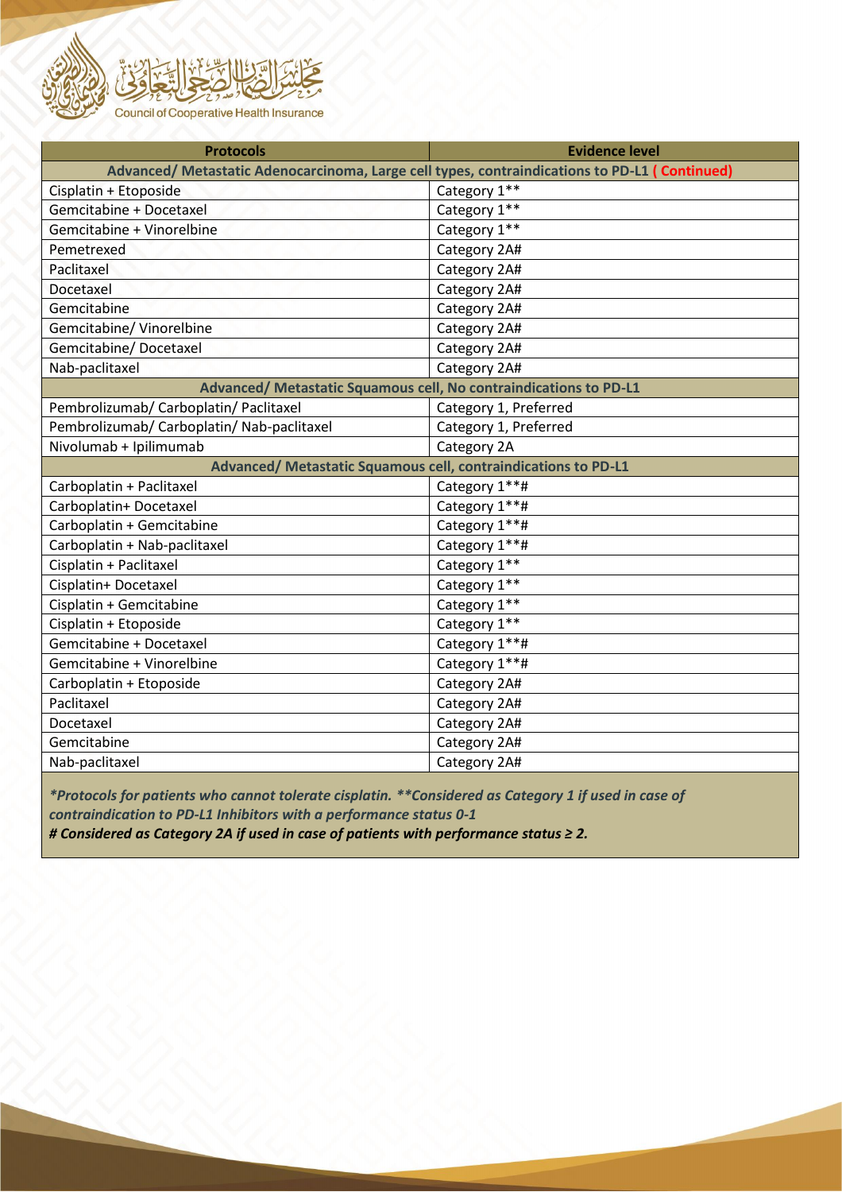| Protocols | Evidence level |
|---|---|
| **Advanced/ Metastatic Adenocarcinoma, Large cell types, contraindications to PD-L1 ( Continued)** | |
| Cisplatin + Etoposide | Category 1** |
| Gemcitabine + Docetaxel | Category 1** |
| Gemcitabine + Vinorelbine | Category 1** |
| Pemetrexed | Category 2A# |
| Paclitaxel | Category 2A# |
| Docetaxel | Category 2A# |
| Gemcitabine | Category 2A# |
| Gemcitabine/ Vinorelbine | Category 2A# |
| Gemcitabine/ Docetaxel | Category 2A# |
| Nab-paclitaxel | Category 2A# |
| **Advanced/ Metastatic Squamous cell, No contraindications to PD-L1** | |
| Pembrolizumab/ Carboplatin/ Paclitaxel | Category 1, Preferred |
| Pembrolizumab/ Carboplatin/ Nab-paclitaxel | Category 1, Preferred |
| Nivolumab + Ipilimumab | Category 2A |
| **Advanced/ Metastatic Squamous cell, contraindications to PD-L1** | |
| Carboplatin + Paclitaxel | Category 1**# |
| Carboplatin+ Docetaxel | Category 1**# |
| Carboplatin + Gemcitabine | Category 1**# |
| Carboplatin + Nab-paclitaxel | Category 1**# |
| Cisplatin + Paclitaxel | Category 1** |
| Cisplatin+ Docetaxel | Category 1** |
| Cisplatin + Gemcitabine | Category 1** |
| Cisplatin + Etoposide | Category 1** |
| Gemcitabine + Docetaxel | Category 1**# |
| Gemcitabine + Vinorelbine | Category 1**# |
| Carboplatin + Etoposide | Category 2A# |
| Paclitaxel | Category 2A# |
| Docetaxel | Category 2A# |
| Gemcitabine | Category 2A# |
| Nab-paclitaxel | Category 2A# |

*\*Protocols for patients who cannot tolerate cisplatin. \*\*Considered as Category 1 if used in case of contraindication to PD-L1 Inhibitors with a performance status 0-1*

***# Considered as Category 2A if used in case of patients with performance status ≥ 2.***